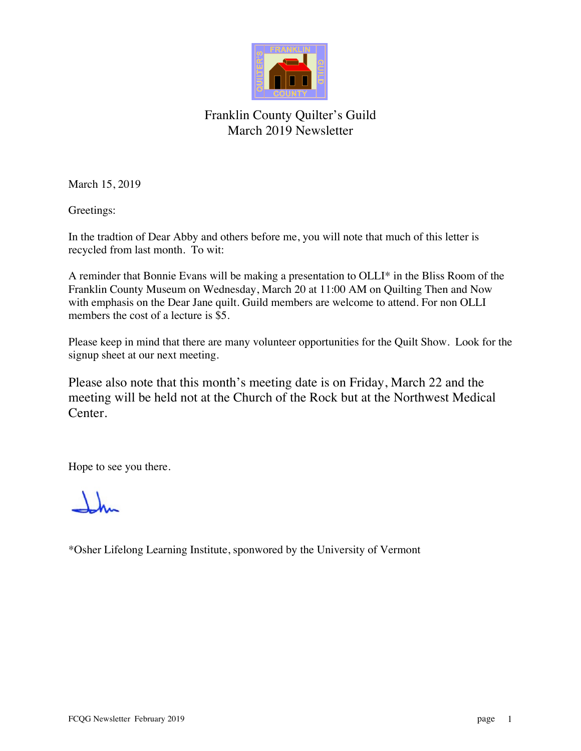# Franklin County Quilter's Guild
## March 2019 Newsletter

March 15, 2019

Greetings:

In the tradtion of Dear Abby and others before me, you will note that much of this letter is recycled from last month. To wit:

A reminder that Bonnie Evans will be making a presentation to OLLI* in the Bliss Room of the Franklin County Museum on Wednesday, March 20 at 11:00 AM on Quilting Then and Now with emphasis on the Dear Jane quilt. Guild members are welcome to attend. For non OLLI members the cost of a lecture is $5.

Please keep in mind that there are many volunteer opportunities for the Quilt Show. Look for the signup sheet at our next meeting.

Please also note that this month's meeting date is on Friday, March 22 and the meeting will be held not at the Church of the Rock but at the Northwest Medical Center.

Hope to see you there.

*Osher Lifelong Learning Institute, sponwored by the University of Vermont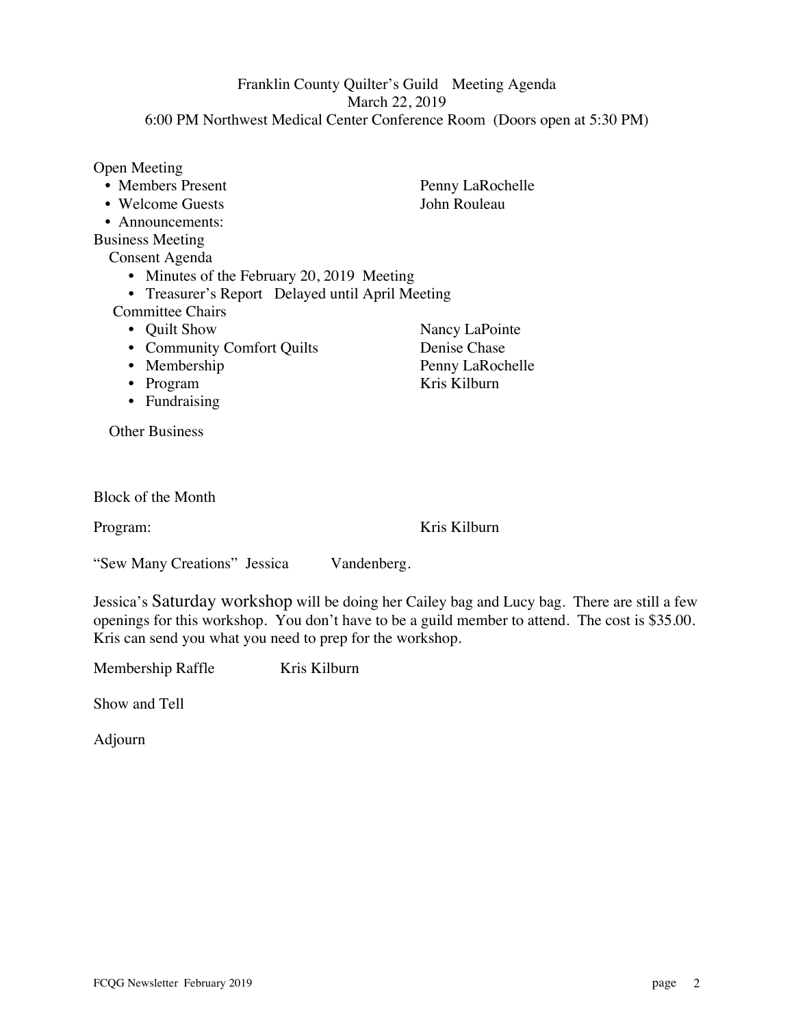Franklin County Quilter's Guild Meeting Agenda
March 22, 2019
6:00 PM Northwest Medical Center Conference Room (Doors open at 5:30 PM)

Open Meeting

- Members Present — Penny LaRochelle
- Welcome Guests — John Rouleau
- Announcements:

Business Meeting

Consent Agenda

- Minutes of the February 20, 2019 Meeting
- Treasurer's Report Delayed until April Meeting

Committee Chairs

- Quilt Show — Nancy LaPointe
- Community Comfort Quilts — Denise Chase
- Membership — Penny LaRochelle
- Program — Kris Kilburn
- Fundraising

Other Business

Block of the Month

Program: Kris Kilburn

"Sew Many Creations" Jessica Vandenberg.

Jessica's Saturday workshop will be doing her Cailey bag and Lucy bag. There are still a few openings for this workshop. You don't have to be a guild member to attend. The cost is $35.00. Kris can send you what you need to prep for the workshop.

Membership Raffle Kris Kilburn

Show and Tell

Adjourn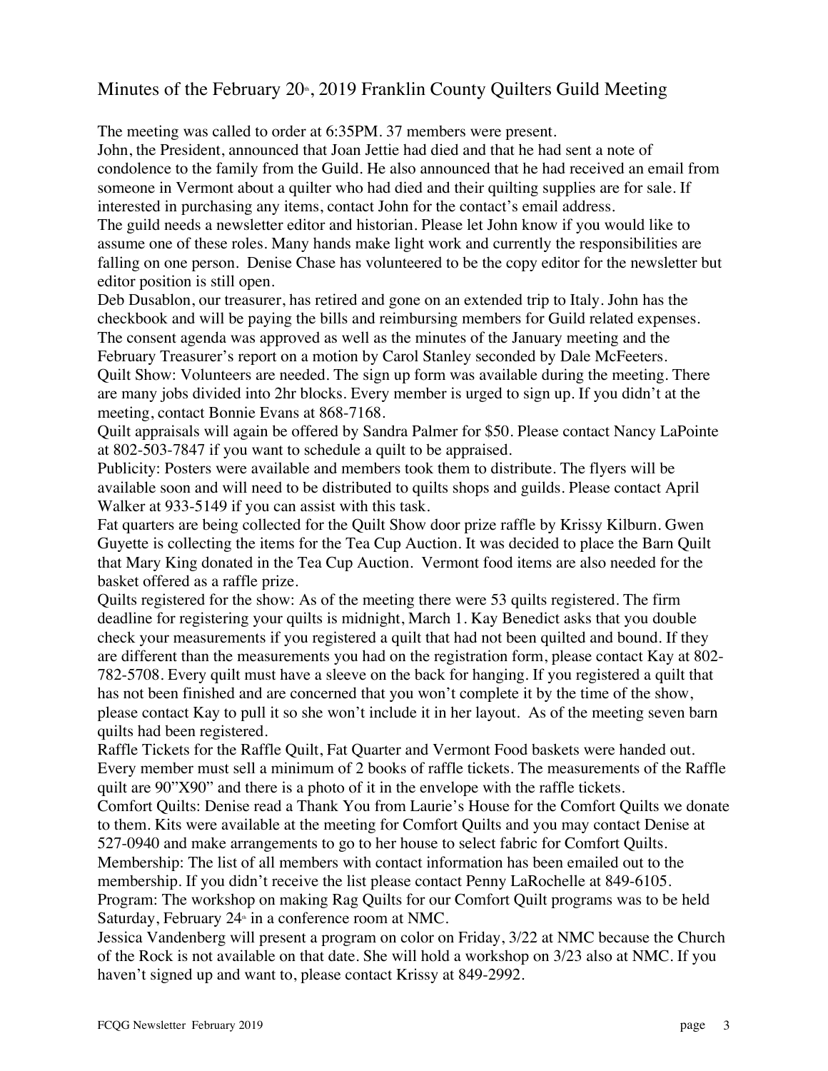# Minutes of the February 20th, 2019 Franklin County Quilters Guild Meeting

The meeting was called to order at 6:35PM. 37 members were present.

John, the President, announced that Joan Jettie had died and that he had sent a note of condolence to the family from the Guild. He also announced that he had received an email from someone in Vermont about a quilter who had died and their quilting supplies are for sale. If interested in purchasing any items, contact John for the contact's email address.

The guild needs a newsletter editor and historian. Please let John know if you would like to assume one of these roles. Many hands make light work and currently the responsibilities are falling on one person. Denise Chase has volunteered to be the copy editor for the newsletter but editor position is still open.

Deb Dusablon, our treasurer, has retired and gone on an extended trip to Italy. John has the checkbook and will be paying the bills and reimbursing members for Guild related expenses.

The consent agenda was approved as well as the minutes of the January meeting and the February Treasurer's report on a motion by Carol Stanley seconded by Dale McFeeters.

Quilt Show: Volunteers are needed. The sign up form was available during the meeting. There are many jobs divided into 2hr blocks. Every member is urged to sign up. If you didn't at the meeting, contact Bonnie Evans at 868-7168.

Quilt appraisals will again be offered by Sandra Palmer for $50. Please contact Nancy LaPointe at 802-503-7847 if you want to schedule a quilt to be appraised.

Publicity: Posters were available and members took them to distribute. The flyers will be available soon and will need to be distributed to quilts shops and guilds. Please contact April Walker at 933-5149 if you can assist with this task.

Fat quarters are being collected for the Quilt Show door prize raffle by Krissy Kilburn. Gwen Guyette is collecting the items for the Tea Cup Auction. It was decided to place the Barn Quilt that Mary King donated in the Tea Cup Auction. Vermont food items are also needed for the basket offered as a raffle prize.

Quilts registered for the show: As of the meeting there were 53 quilts registered. The firm deadline for registering your quilts is midnight, March 1. Kay Benedict asks that you double check your measurements if you registered a quilt that had not been quilted and bound. If they are different than the measurements you had on the registration form, please contact Kay at 802-782-5708. Every quilt must have a sleeve on the back for hanging. If you registered a quilt that has not been finished and are concerned that you won't complete it by the time of the show, please contact Kay to pull it so she won't include it in her layout. As of the meeting seven barn quilts had been registered.

Raffle Tickets for the Raffle Quilt, Fat Quarter and Vermont Food baskets were handed out. Every member must sell a minimum of 2 books of raffle tickets. The measurements of the Raffle quilt are 90"X90" and there is a photo of it in the envelope with the raffle tickets.

Comfort Quilts: Denise read a Thank You from Laurie's House for the Comfort Quilts we donate to them. Kits were available at the meeting for Comfort Quilts and you may contact Denise at 527-0940 and make arrangements to go to her house to select fabric for Comfort Quilts.

Membership: The list of all members with contact information has been emailed out to the membership. If you didn't receive the list please contact Penny LaRochelle at 849-6105.

Program: The workshop on making Rag Quilts for our Comfort Quilt programs was to be held Saturday, February 24th in a conference room at NMC.

Jessica Vandenberg will present a program on color on Friday, 3/22 at NMC because the Church of the Rock is not available on that date. She will hold a workshop on 3/23 also at NMC. If you haven't signed up and want to, please contact Krissy at 849-2992.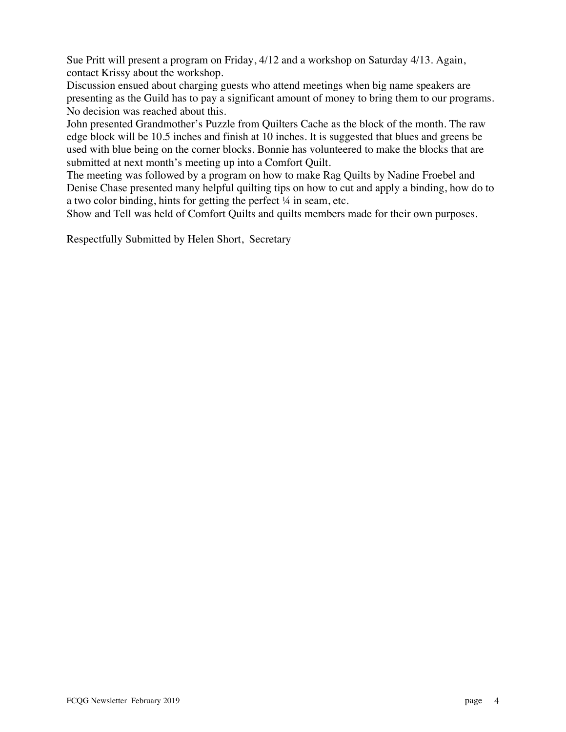Sue Pritt will present a program on Friday, 4/12 and a workshop on Saturday 4/13. Again, contact Krissy about the workshop.

Discussion ensued about charging guests who attend meetings when big name speakers are presenting as the Guild has to pay a significant amount of money to bring them to our programs. No decision was reached about this.

John presented Grandmother's Puzzle from Quilters Cache as the block of the month. The raw edge block will be 10.5 inches and finish at 10 inches. It is suggested that blues and greens be used with blue being on the corner blocks. Bonnie has volunteered to make the blocks that are submitted at next month's meeting up into a Comfort Quilt.

The meeting was followed by a program on how to make Rag Quilts by Nadine Froebel and Denise Chase presented many helpful quilting tips on how to cut and apply a binding, how do to a two color binding, hints for getting the perfect ¼ in seam, etc.

Show and Tell was held of Comfort Quilts and quilts members made for their own purposes.

Respectfully Submitted by Helen Short, Secretary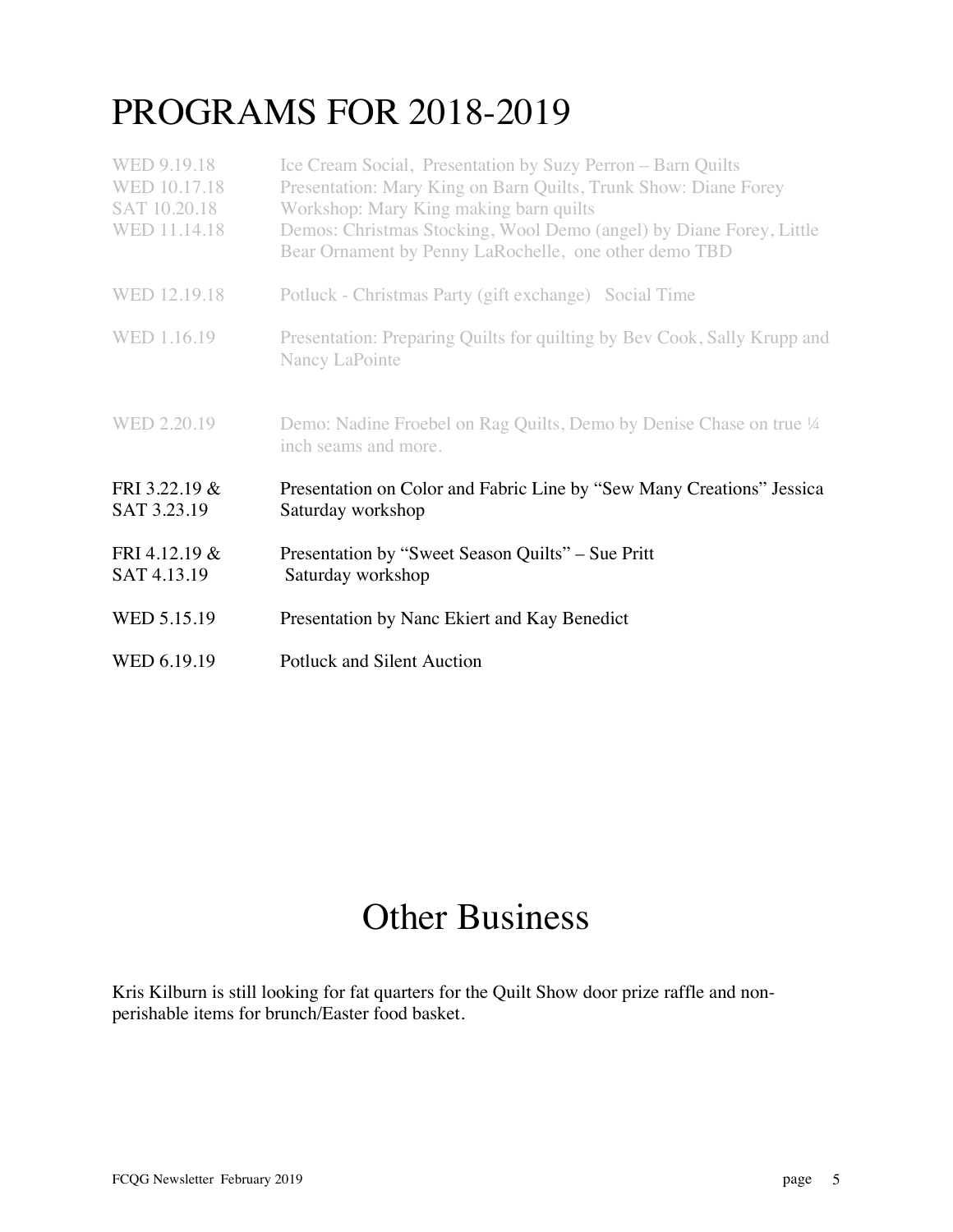# PROGRAMS FOR 2018-2019

| | |
|---|---|
| WED 9.19.18 | Ice Cream Social, Presentation by Suzy Perron – Barn Quilts |
| WED 10.17.18 | Presentation: Mary King on Barn Quilts, Trunk Show: Diane Forey |
| SAT 10.20.18 | Workshop: Mary King making barn quilts |
| WED 11.14.18 | Demos: Christmas Stocking, Wool Demo (angel) by Diane Forey, Little Bear Ornament by Penny LaRochelle, one other demo TBD |
| WED 12.19.18 | Potluck - Christmas Party (gift exchange) Social Time |
| WED 1.16.19 | Presentation: Preparing Quilts for quilting by Bev Cook, Sally Krupp and Nancy LaPointe |
| WED 2.20.19 | Demo: Nadine Froebel on Rag Quilts, Demo by Denise Chase on true ¼ inch seams and more. |
| FRI 3.22.19 & SAT 3.23.19 | Presentation on Color and Fabric Line by "Sew Many Creations" Jessica Saturday workshop |
| FRI 4.12.19 & SAT 4.13.19 | Presentation by "Sweet Season Quilts" – Sue Pritt Saturday workshop |
| WED 5.15.19 | Presentation by Nanc Ekiert and Kay Benedict |
| WED 6.19.19 | Potluck and Silent Auction |

# Other Business

Kris Kilburn is still looking for fat quarters for the Quilt Show door prize raffle and non-perishable items for brunch/Easter food basket.